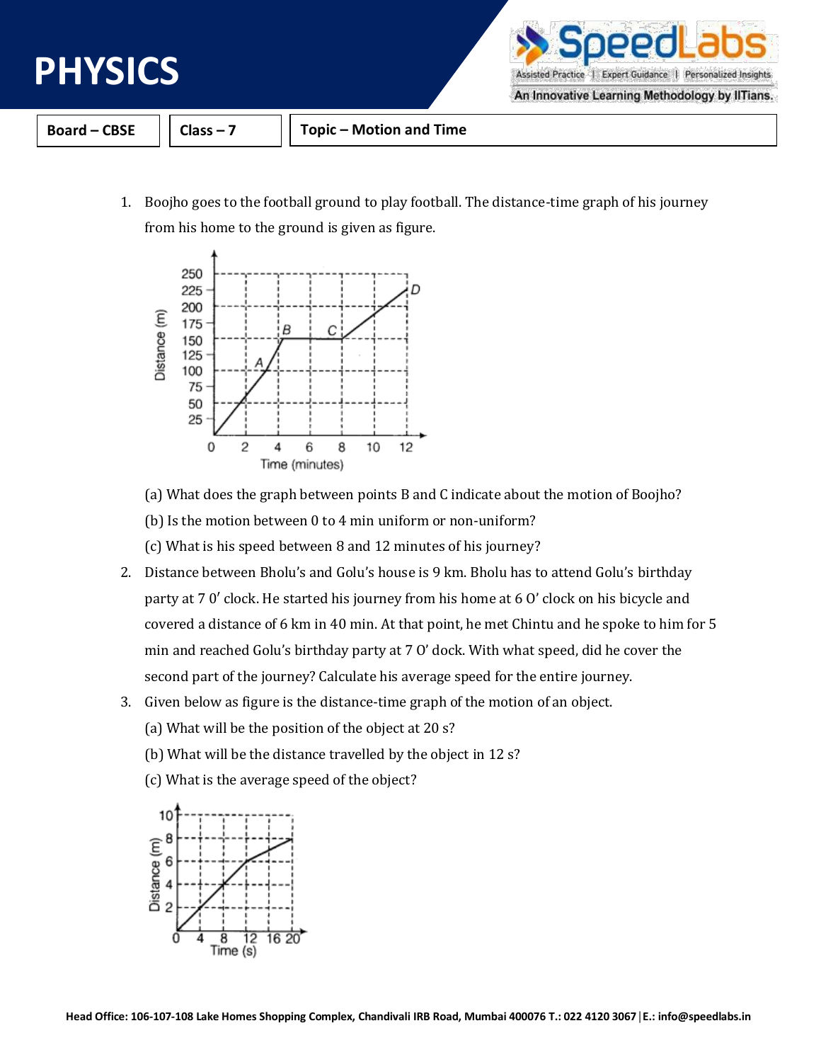# PHYSICS

| Board – CBSE | Class – 7 | Topic – Motion and Time |
|---|---|---|

1. Boojho goes to the football ground to play football. The distance-time graph of his journey from his home to the ground is given as figure.

   (a) What does the graph between points B and C indicate about the motion of Boojho?

   (b) Is the motion between 0 to 4 min uniform or non-uniform?

   (c) What is his speed between 8 and 12 minutes of his journey?

2. Distance between Bholu's and Golu's house is 9 km. Bholu has to attend Golu's birthday party at 7 0′ clock. He started his journey from his home at 6 O' clock on his bicycle and covered a distance of 6 km in 40 min. At that point, he met Chintu and he spoke to him for 5 min and reached Golu's birthday party at 7 O' dock. With what speed, did he cover the second part of the journey? Calculate his average speed for the entire journey.

3. Given below as figure is the distance-time graph of the motion of an object.

   (a) What will be the position of the object at 20 s?

   (b) What will be the distance travelled by the object in 12 s?

   (c) What is the average speed of the object?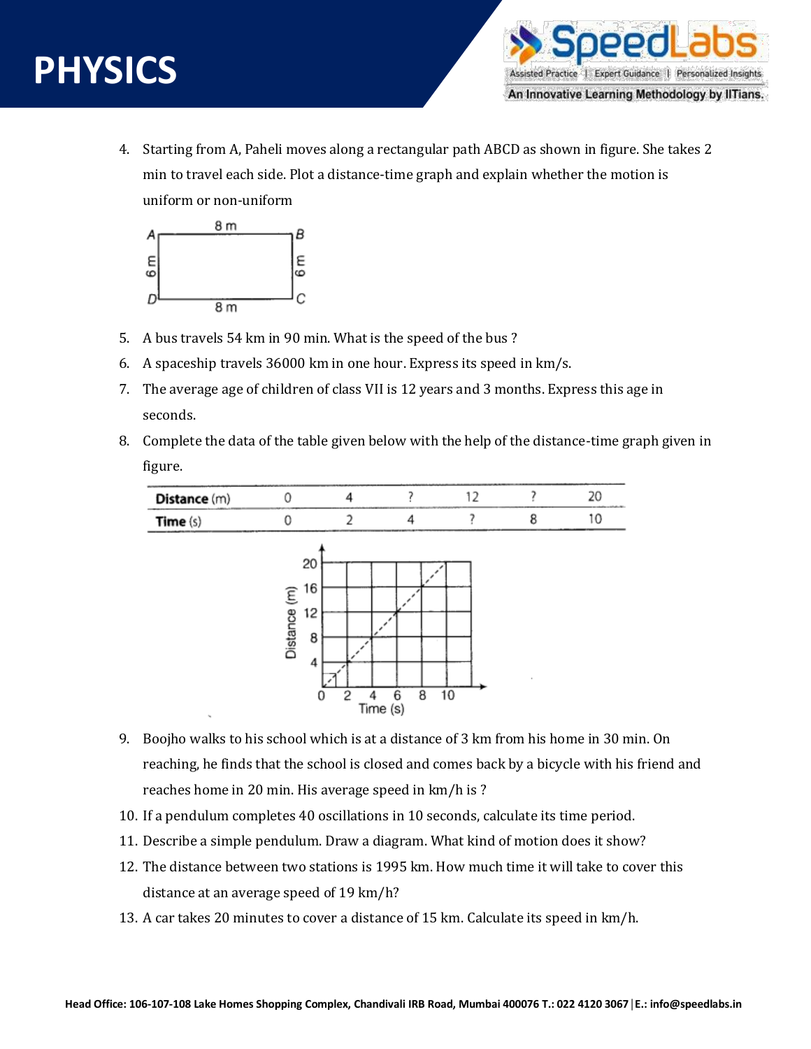4. Starting from A, Paheli moves along a rectangular path ABCD as shown in figure. She takes 2 min to travel each side. Plot a distance-time graph and explain whether the motion is uniform or non-uniform

5. A bus travels 54 km in 90 min. What is the speed of the bus ?
6. A spaceship travels 36000 km in one hour. Express its speed in km/s.
7. The average age of children of class VII is 12 years and 3 months. Express this age in seconds.
8. Complete the data of the table given below with the help of the distance-time graph given in figure.

| Distance (m) | 0 | 4 | ? | 12 | ? | 20 |
|---|---|---|---|---|---|---|
| Time (s) | 0 | 2 | 4 | ? | 8 | 10 |

9. Boojho walks to his school which is at a distance of 3 km from his home in 30 min. On reaching, he finds that the school is closed and comes back by a bicycle with his friend and reaches home in 20 min. His average speed in km/h is ?
10. If a pendulum completes 40 oscillations in 10 seconds, calculate its time period.
11. Describe a simple pendulum. Draw a diagram. What kind of motion does it show?
12. The distance between two stations is 1995 km. How much time it will take to cover this distance at an average speed of 19 km/h?
13. A car takes 20 minutes to cover a distance of 15 km. Calculate its speed in km/h.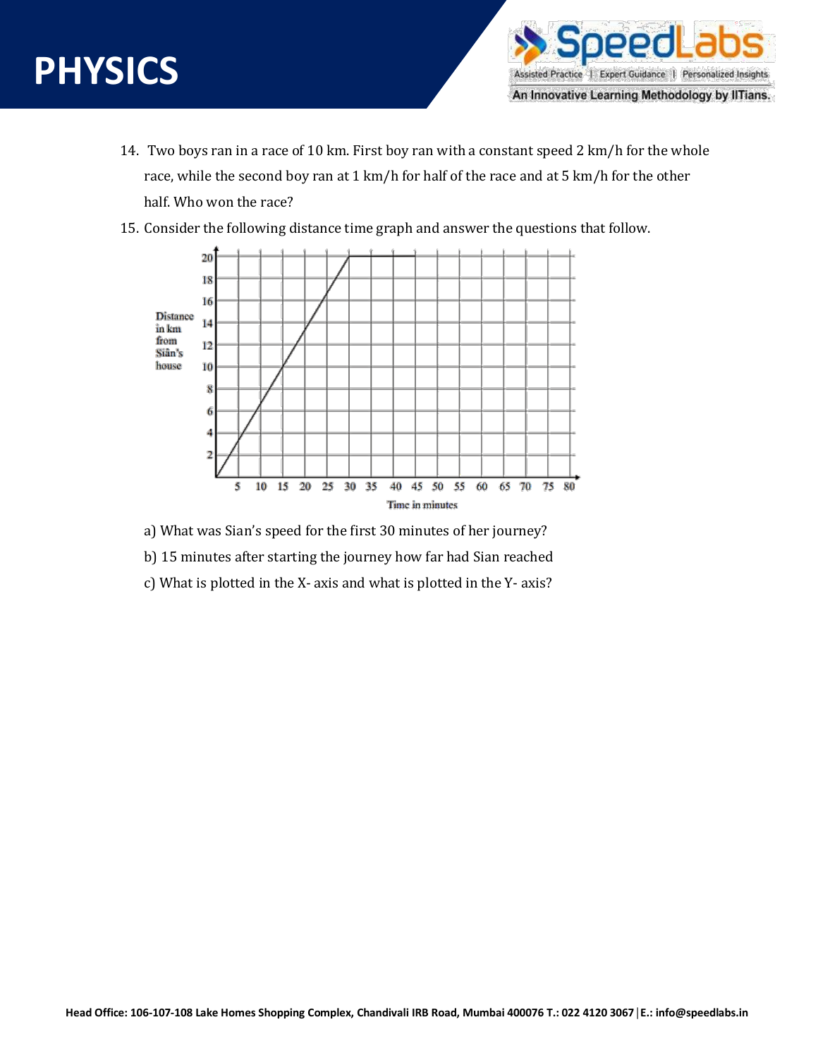14. Two boys ran in a race of 10 km. First boy ran with a constant speed 2 km/h for the whole race, while the second boy ran at 1 km/h for half of the race and at 5 km/h for the other half. Who won the race?

15. Consider the following distance time graph and answer the questions that follow.

Distance in km from Siān's house

20
18
16
14
12
10
8
6
4
2

5 10 15 20 25 30 35 40 45 50 55 60 65 70 75 80

Time in minutes

a) What was Sian's speed for the first 30 minutes of her journey?

b) 15 minutes after starting the journey how far had Sian reached

c) What is plotted in the X- axis and what is plotted in the Y- axis?